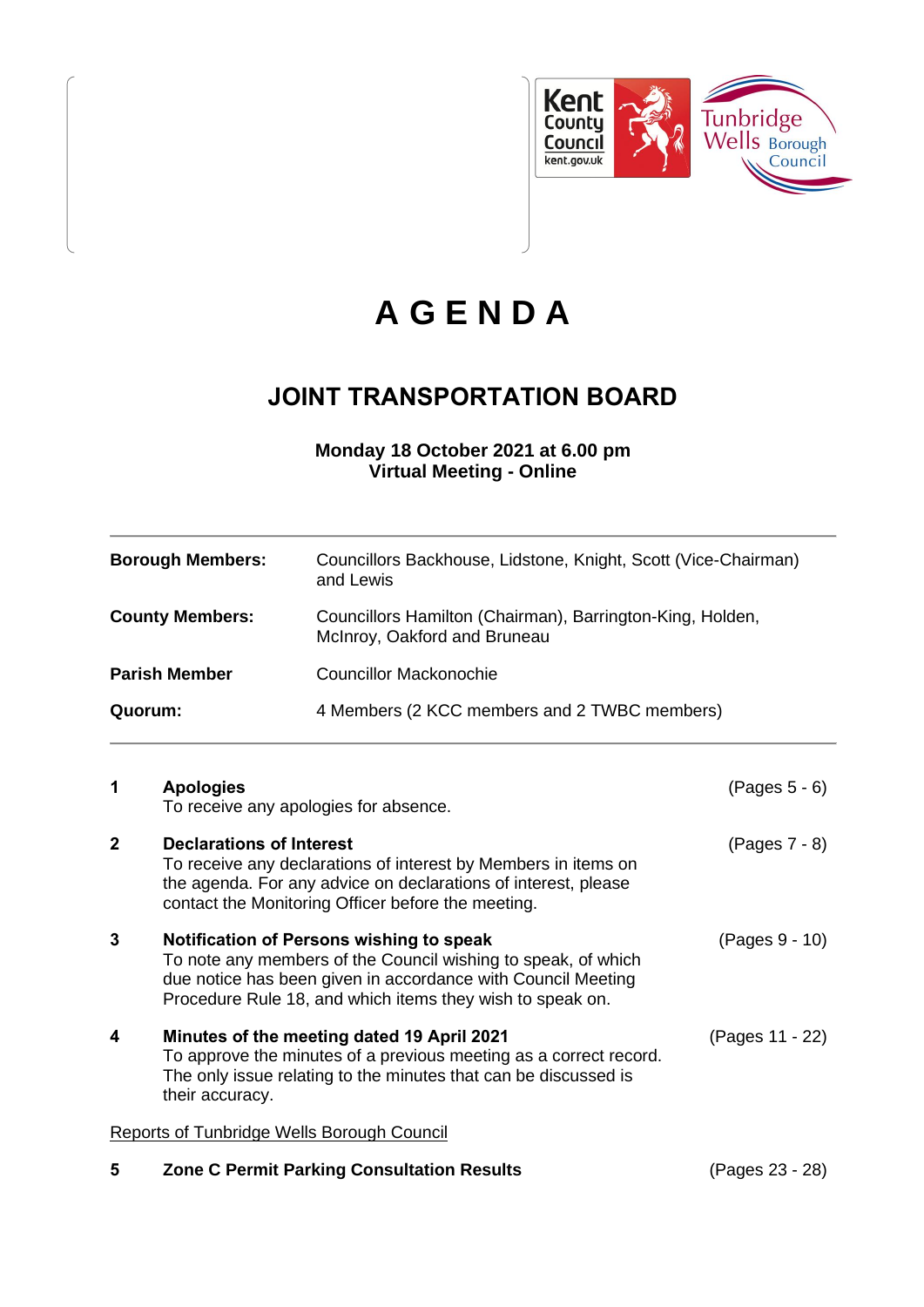# A G E N D A

## JOINT TRANSPORTATION BOARD

**Monday 18 October 2021 at 6.00 pm**
**Virtual Meeting - Online**

| | |
|---|---|
| **Borough Members:** | Councillors Backhouse, Lidstone, Knight, Scott (Vice-Chairman) and Lewis |
| **County Members:** | Councillors Hamilton (Chairman), Barrington-King, Holden, McInroy, Oakford and Bruneau |
| **Parish Member** | Councillor Mackonochie |
| **Quorum:** | 4 Members (2 KCC members and 2 TWBC members) |

| | | |
|---|---|---|
| **1** | **Apologies**<br>To receive any apologies for absence. | (Pages 5 - 6) |
| **2** | **Declarations of Interest**<br>To receive any declarations of interest by Members in items on the agenda. For any advice on declarations of interest, please contact the Monitoring Officer before the meeting. | (Pages 7 - 8) |
| **3** | **Notification of Persons wishing to speak**<br>To note any members of the Council wishing to speak, of which due notice has been given in accordance with Council Meeting Procedure Rule 18, and which items they wish to speak on. | (Pages 9 - 10) |
| **4** | **Minutes of the meeting dated 19 April 2021**<br>To approve the minutes of a previous meeting as a correct record. The only issue relating to the minutes that can be discussed is their accuracy. | (Pages 11 - 22) |

Reports of Tunbridge Wells Borough Council

| | | |
|---|---|---|
| **5** | **Zone C Permit Parking Consultation Results** | (Pages 23 - 28) |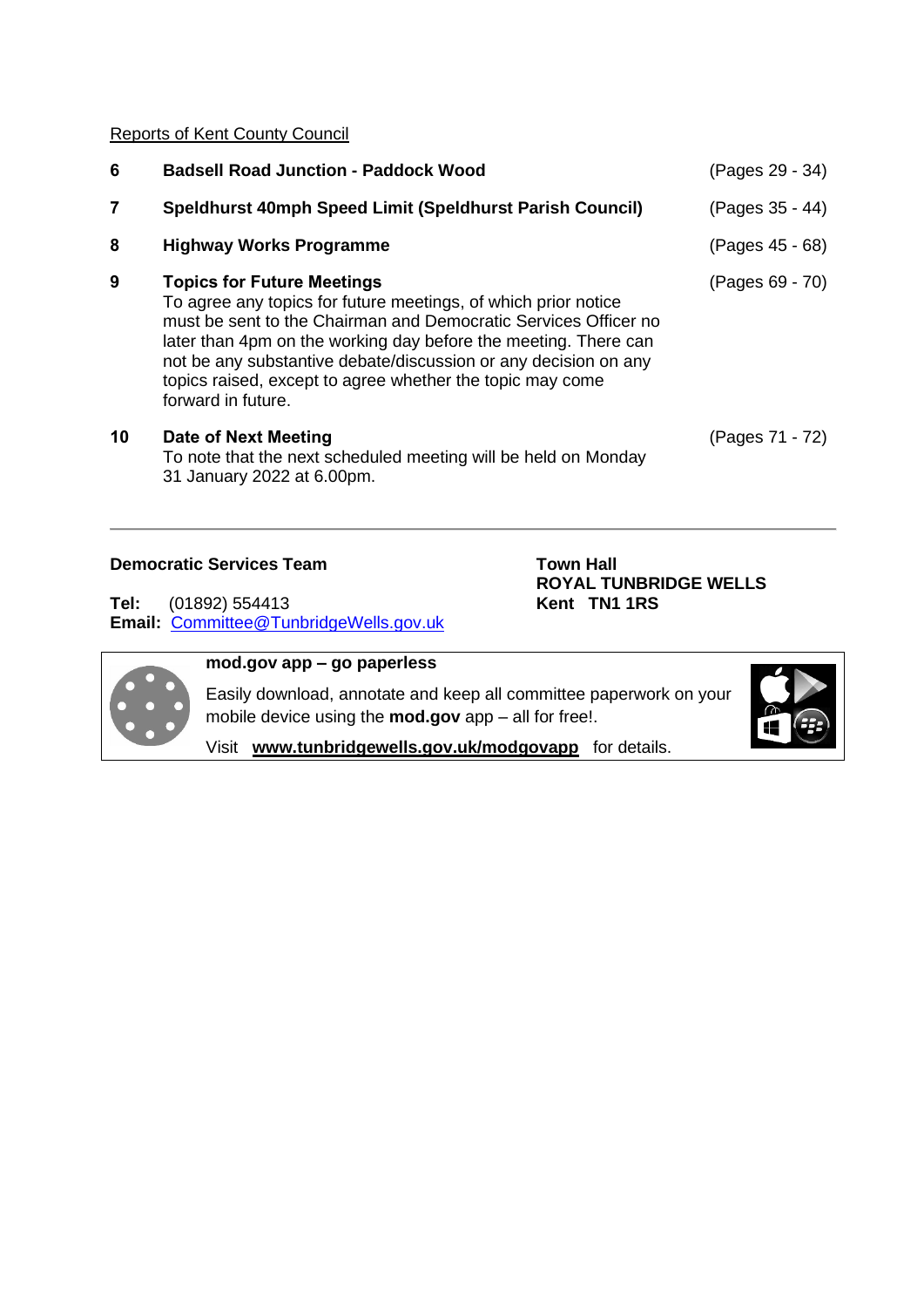Reports of Kent County Council

| | | |
|---|---|---|
| 6 | **Badsell Road Junction - Paddock Wood** | (Pages 29 - 34) |
| 7 | **Speldhurst 40mph Speed Limit (Speldhurst Parish Council)** | (Pages 35 - 44) |
| 8 | **Highway Works Programme** | (Pages 45 - 68) |
| 9 | **Topics for Future Meetings**<br>To agree any topics for future meetings, of which prior notice must be sent to the Chairman and Democratic Services Officer no later than 4pm on the working day before the meeting. There can not be any substantive debate/discussion or any decision on any topics raised, except to agree whether the topic may come forward in future. | (Pages 69 - 70) |
| 10 | **Date of Next Meeting**<br>To note that the next scheduled meeting will be held on Monday 31 January 2022 at 6.00pm. | (Pages 71 - 72) |

---

**Democratic Services Team**

**Tel:** (01892) 554413
**Email:** Committee@TunbridgeWells.gov.uk

**Town Hall**
**ROYAL TUNBRIDGE WELLS**
**Kent TN1 1RS**

**mod.gov app – go paperless**

Easily download, annotate and keep all committee paperwork on your mobile device using the **mod.gov** app – all for free!.

Visit **www.tunbridgewells.gov.uk/modgovapp** for details.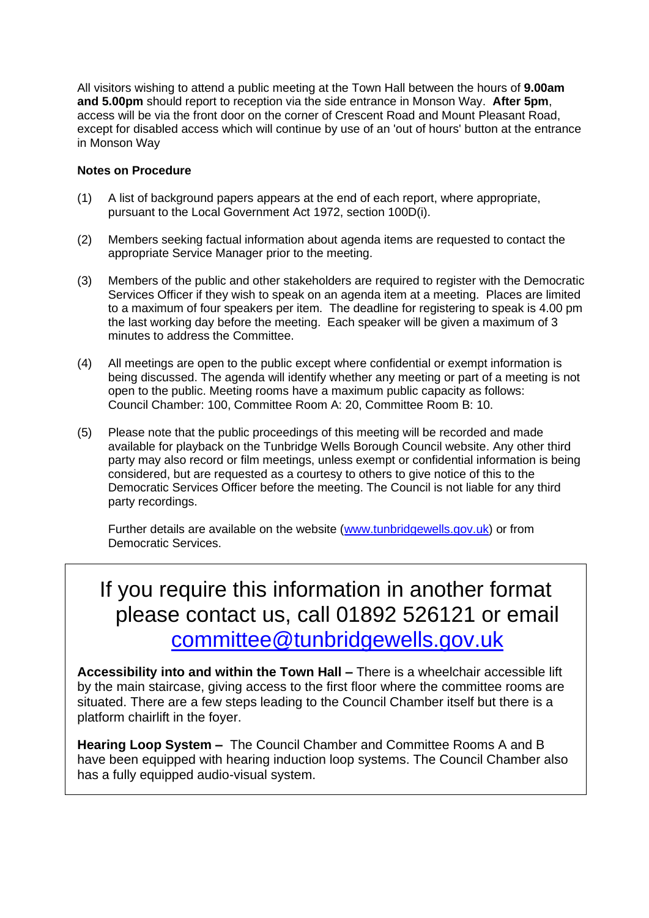All visitors wishing to attend a public meeting at the Town Hall between the hours of **9.00am and 5.00pm** should report to reception via the side entrance in Monson Way. **After 5pm**, access will be via the front door on the corner of Crescent Road and Mount Pleasant Road, except for disabled access which will continue by use of an 'out of hours' button at the entrance in Monson Way

**Notes on Procedure**

(1) A list of background papers appears at the end of each report, where appropriate, pursuant to the Local Government Act 1972, section 100D(i).

(2) Members seeking factual information about agenda items are requested to contact the appropriate Service Manager prior to the meeting.

(3) Members of the public and other stakeholders are required to register with the Democratic Services Officer if they wish to speak on an agenda item at a meeting. Places are limited to a maximum of four speakers per item. The deadline for registering to speak is 4.00 pm the last working day before the meeting. Each speaker will be given a maximum of 3 minutes to address the Committee.

(4) All meetings are open to the public except where confidential or exempt information is being discussed. The agenda will identify whether any meeting or part of a meeting is not open to the public. Meeting rooms have a maximum public capacity as follows: Council Chamber: 100, Committee Room A: 20, Committee Room B: 10.

(5) Please note that the public proceedings of this meeting will be recorded and made available for playback on the Tunbridge Wells Borough Council website. Any other third party may also record or film meetings, unless exempt or confidential information is being considered, but are requested as a courtesy to others to give notice of this to the Democratic Services Officer before the meeting. The Council is not liable for any third party recordings.

Further details are available on the website (www.tunbridgewells.gov.uk) or from Democratic Services.

## If you require this information in another format please contact us, call 01892 526121 or email committee@tunbridgewells.gov.uk

**Accessibility into and within the Town Hall –** There is a wheelchair accessible lift by the main staircase, giving access to the first floor where the committee rooms are situated. There are a few steps leading to the Council Chamber itself but there is a platform chairlift in the foyer.

**Hearing Loop System –** The Council Chamber and Committee Rooms A and B have been equipped with hearing induction loop systems. The Council Chamber also has a fully equipped audio-visual system.